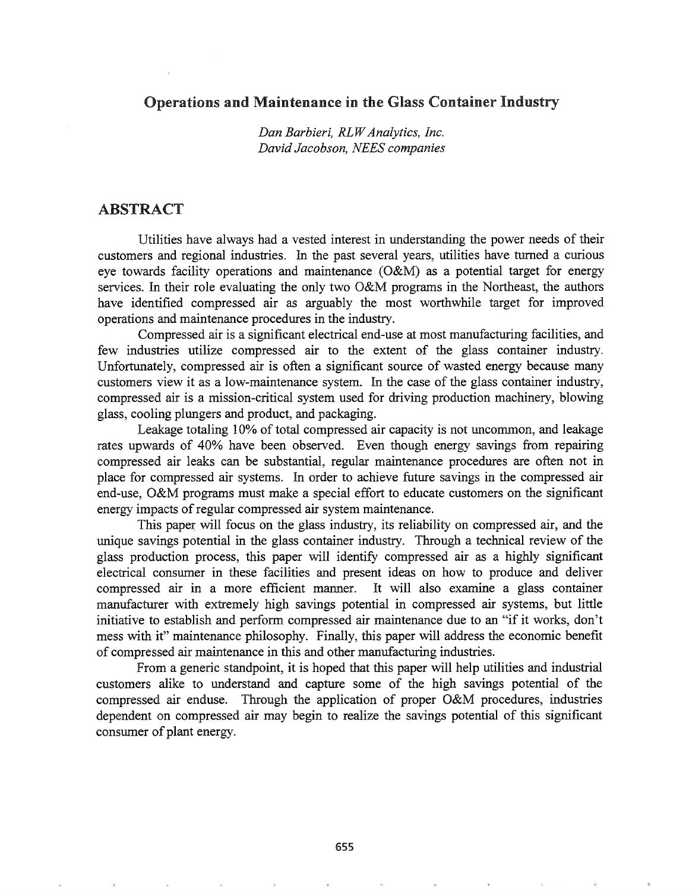# Operations and Maintenance in the Glass Container Industry

*Dan Barbieri, RLW Analytics, Inc.*
*David Jacobson, NEES companies*

## ABSTRACT

Utilities have always had a vested interest in understanding the power needs of their customers and regional industries. In the past several years, utilities have turned a curious eye towards facility operations and maintenance (O&M) as a potential target for energy services. In their role evaluating the only two O&M programs in the Northeast, the authors have identified compressed air as arguably the most worthwhile target for improved operations and maintenance procedures in the industry.

Compressed air is a significant electrical end-use at most manufacturing facilities, and few industries utilize compressed air to the extent of the glass container industry. Unfortunately, compressed air is often a significant source of wasted energy because many customers view it as a low-maintenance system. In the case of the glass container industry, compressed air is a mission-critical system used for driving production machinery, blowing glass, cooling plungers and product, and packaging.

Leakage totaling 10% of total compressed air capacity is not uncommon, and leakage rates upwards of 40% have been observed. Even though energy savings from repairing compressed air leaks can be substantial, regular maintenance procedures are often not in place for compressed air systems. In order to achieve future savings in the compressed air end-use, O&M programs must make a special effort to educate customers on the significant energy impacts of regular compressed air system maintenance.

This paper will focus on the glass industry, its reliability on compressed air, and the unique savings potential in the glass container industry. Through a technical review of the glass production process, this paper will identify compressed air as a highly significant electrical consumer in these facilities and present ideas on how to produce and deliver compressed air in a more efficient manner. It will also examine a glass container manufacturer with extremely high savings potential in compressed air systems, but little initiative to establish and perform compressed air maintenance due to an "if it works, don't mess with it" maintenance philosophy. Finally, this paper will address the economic benefit of compressed air maintenance in this and other manufacturing industries.

From a generic standpoint, it is hoped that this paper will help utilities and industrial customers alike to understand and capture some of the high savings potential of the compressed air enduse. Through the application of proper O&M procedures, industries dependent on compressed air may begin to realize the savings potential of this significant consumer of plant energy.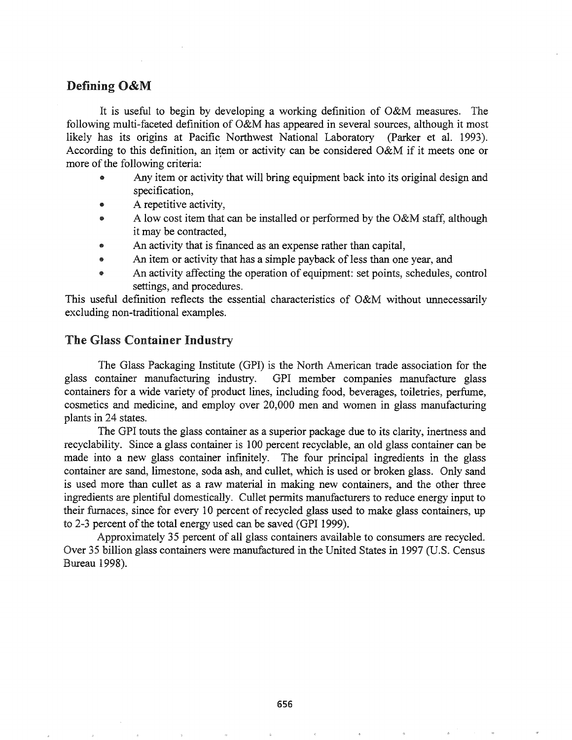## Defining O&M

It is useful to begin by developing a working definition of O&M measures. The following multi-faceted definition of O&M has appeared in several sources, although it most likely has its origins at Pacific Northwest National Laboratory (Parker et al. 1993). According to this definition, an item or activity can be considered O&M if it meets one or more of the following criteria:

- Any item or activity that will bring equipment back into its original design and specification,
- A repetitive activity,
- A low cost item that can be installed or performed by the O&M staff, although it may be contracted,
- An activity that is financed as an expense rather than capital,
- An item or activity that has a simple payback of less than one year, and
- An activity affecting the operation of equipment: set points, schedules, control settings, and procedures.

This useful definition reflects the essential characteristics of O&M without unnecessarily excluding non-traditional examples.

## The Glass Container Industry

The Glass Packaging Institute (GPI) is the North American trade association for the glass container manufacturing industry. GPI member companies manufacture glass containers for a wide variety of product lines, including food, beverages, toiletries, perfume, cosmetics and medicine, and employ over 20,000 men and women in glass manufacturing plants in 24 states.

The GPI touts the glass container as a superior package due to its clarity, inertness and recyclability. Since a glass container is 100 percent recyclable, an old glass container can be made into a new glass container infinitely. The four principal ingredients in the glass container are sand, limestone, soda ash, and cullet, which is used or broken glass. Only sand is used more than cullet as a raw material in making new containers, and the other three ingredients are plentiful domestically. Cullet permits manufacturers to reduce energy input to their furnaces, since for every 10 percent of recycled glass used to make glass containers, up to 2-3 percent of the total energy used can be saved (GPI 1999).

Approximately 35 percent of all glass containers available to consumers are recycled. Over 35 billion glass containers were manufactured in the United States in 1997 (U.S. Census Bureau 1998).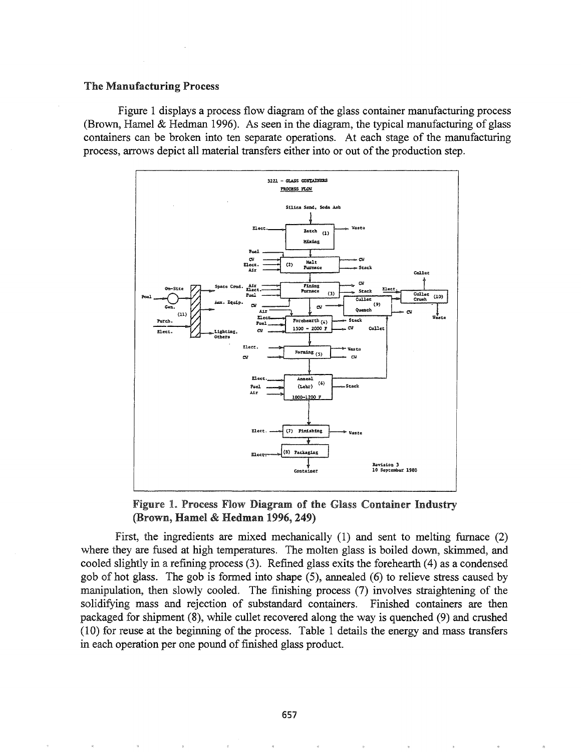## The Manufacturing Process

Figure 1 displays a process flow diagram of the glass container manufacturing process (Brown, Hamel & Hedman 1996). As seen in the diagram, the typical manufacturing of glass containers can be broken into ten separate operations. At each stage of the manufacturing process, arrows depict all material transfers either into or out of the production step.

**Figure 1. Process Flow Diagram of the Glass Container Industry (Brown, Hamel & Hedman 1996, 249)**

First, the ingredients are mixed mechanically (1) and sent to melting furnace (2) where they are fused at high temperatures. The molten glass is boiled down, skimmed, and cooled slightly in a refining process (3). Refined glass exits the forehearth (4) as a condensed gob of hot glass. The gob is formed into shape (5), annealed (6) to relieve stress caused by manipulation, then slowly cooled. The finishing process (7) involves straightening of the solidifying mass and rejection of substandard containers. Finished containers are then packaged for shipment (8), while cullet recovered along the way is quenched (9) and crushed (10) for reuse at the beginning of the process. Table 1 details the energy and mass transfers in each operation per one pound of finished glass product.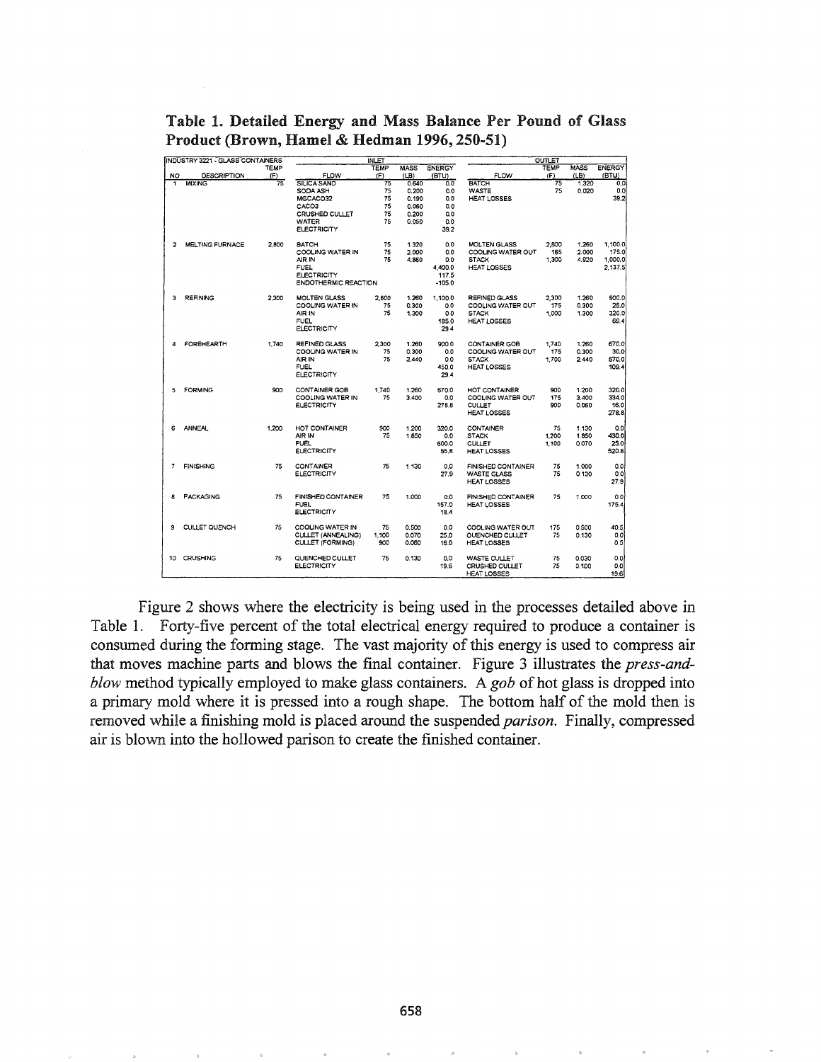**Table 1. Detailed Energy and Mass Balance Per Pound of Glass Product (Brown, Hamel & Hedman 1996, 250-51)**

| INDUSTRY 3221 - GLASS CONTAINERS | | | INLET | | | | OUTLET | | | |
|---|---|---|---|---|---|---|---|---|---|---|
| NO | DESCRIPTION | TEMP (F) | FLOW | TEMP (F) | MASS (LB) | ENERGY (BTU) | FLOW | TEMP (F) | MASS (LB) | ENERGY (BTU) |
| 1 | MIXING | 75 | SILICA SAND | 75 | 0.640 | 0.0 | BATCH | 75 | 1.320 | 0.0 |
| | | | SODA ASH | 75 | 0.200 | 0.0 | WASTE | 75 | 0.020 | 0.0 |
| | | | MGCACO32 | 75 | 0.190 | 0.0 | HEAT LOSSES | | | 39.2 |
| | | | CACO3 | 75 | 0.060 | 0.0 | | | | |
| | | | CRUSHED CULLET | 75 | 0.200 | 0.0 | | | | |
| | | | WATER | 75 | 0.050 | 0.0 | | | | |
| | | | ELECTRICITY | | | 39.2 | | | | |
| 2 | MELTING FURNACE | 2,800 | BATCH | 75 | 1.320 | 0.0 | MOLTEN GLASS | 2,800 | 1.260 | 1,100.0 |
| | | | COOLING WATER IN | 75 | 2.000 | 0.0 | COOLING WATER OUT | 165 | 2.000 | 175.0 |
| | | | AIR IN | 75 | 4.860 | 0.0 | STACK | 1,300 | 4.920 | 1,000.0 |
| | | | FUEL | | | 4,400.0 | HEAT LOSSES | | | 2,137.5 |
| | | | ELECTRICITY | | | 117.5 | | | | |
| | | | ENDOTHERMIC REACTION | | | -105.0 | | | | |
| 3 | REFINING | 2,300 | MOLTEN GLASS | 2,800 | 1.260 | 1,100.0 | REFINED GLASS | 2,300 | 1.260 | 900.0 |
| | | | COOLING WATER IN | 75 | 0.300 | 0.0 | COOLING WATER OUT | 175 | 0.300 | 25.0 |
| | | | AIR IN | 75 | 1.300 | 0.0 | STACK | 1,000 | 1.300 | 320.0 |
| | | | FUEL | | | 185.0 | HEAT LOSSES | | | 69.4 |
| | | | ELECTRICITY | | | 29.4 | | | | |
| 4 | FOREHEARTH | 1,740 | REFINED GLASS | 2,300 | 1.260 | 900.0 | CONTAINER GOB | 1,740 | 1.260 | 670.0 |
| | | | COOLING WATER IN | 75 | 0.300 | 0.0 | COOLING WATER OUT | 175 | 0.300 | 30.0 |
| | | | AIR IN | 75 | 2.440 | 0.0 | STACK | 1,700 | 2.440 | 570.0 |
| | | | FUEL | | | 450.0 | HEAT LOSSES | | | 109.4 |
| | | | ELECTRICITY | | | 29.4 | | | | |
| 5 | FORMING | 900 | CONTAINER GOB | 1,740 | 1.260 | 670.0 | HOT CONTAINER | 900 | 1.200 | 320.0 |
| | | | COOLING WATER IN | 75 | 3.400 | 0.0 | COOLING WATER OUT | 175 | 3.400 | 334.0 |
| | | | ELECTRICITY | | | 278.8 | CULLET | 900 | 0.060 | 16.0 |
| | | | | | | | HEAT LOSSES | | | 278.8 |
| 6 | ANNEAL | 1,200 | HOT CONTAINER | 900 | 1.200 | 320.0 | CONTAINER | 75 | 1.130 | 0.0 |
| | | | AIR IN | 75 | 1.650 | 0.0 | STACK | 1,200 | 1.650 | 430.0 |
| | | | FUEL | | | 600.0 | CULLET | 1,100 | 0.070 | 25.0 |
| | | | ELECTRICITY | | | 55.8 | HEAT LOSSES | | | 520.8 |
| 7 | FINISHING | 75 | CONTAINER | 75 | 1.130 | 0.0 | FINISHED CONTAINER | 75 | 1.000 | 0.0 |
| | | | ELECTRICITY | | | 27.9 | WASTE GLASS | 75 | 0.130 | 0.0 |
| | | | | | | | HEAT LOSSES | | | 27.9 |
| 8 | PACKAGING | 75 | FINISHED CONTAINER | 75 | 1.000 | 0.0 | FINISHED CONTAINER | 75 | 1.000 | 0.0 |
| | | | FUEL | | | 157.0 | HEAT LOSSES | | | 175.4 |
| | | | ELECTRICITY | | | 18.4 | | | | |
| 9 | CULLET QUENCH | 75 | COOLING WATER IN | 75 | 0.500 | 0.0 | COOLING WATER OUT | 175 | 0.500 | 40.5 |
| | | | CULLET (ANNEALING) | 1,100 | 0.070 | 25.0 | QUENCHED CULLET | 75 | 0.130 | 0.0 |
| | | | CULLET (FORMING) | 900 | 0.060 | 16.0 | HEAT LOSSES | | | 0.5 |
| 10 | CRUSHING | 75 | QUENCHED CULLET | 75 | 0.130 | 0.0 | WASTE CULLET | 75 | 0.030 | 0.0 |
| | | | ELECTRICITY | | | 19.6 | CRUSHED CULLET | 75 | 0.100 | 0.0 |
| | | | | | | | HEAT LOSSES | | | 19.6 |

Figure 2 shows where the electricity is being used in the processes detailed above in Table 1. Forty-five percent of the total electrical energy required to produce a container is consumed during the forming stage. The vast majority of this energy is used to compress air that moves machine parts and blows the final container. Figure 3 illustrates the *press-and-blow* method typically employed to make glass containers. A *gob* of hot glass is dropped into a primary mold where it is pressed into a rough shape. The bottom half of the mold then is removed while a finishing mold is placed around the suspended *parison*. Finally, compressed air is blown into the hollowed parison to create the finished container.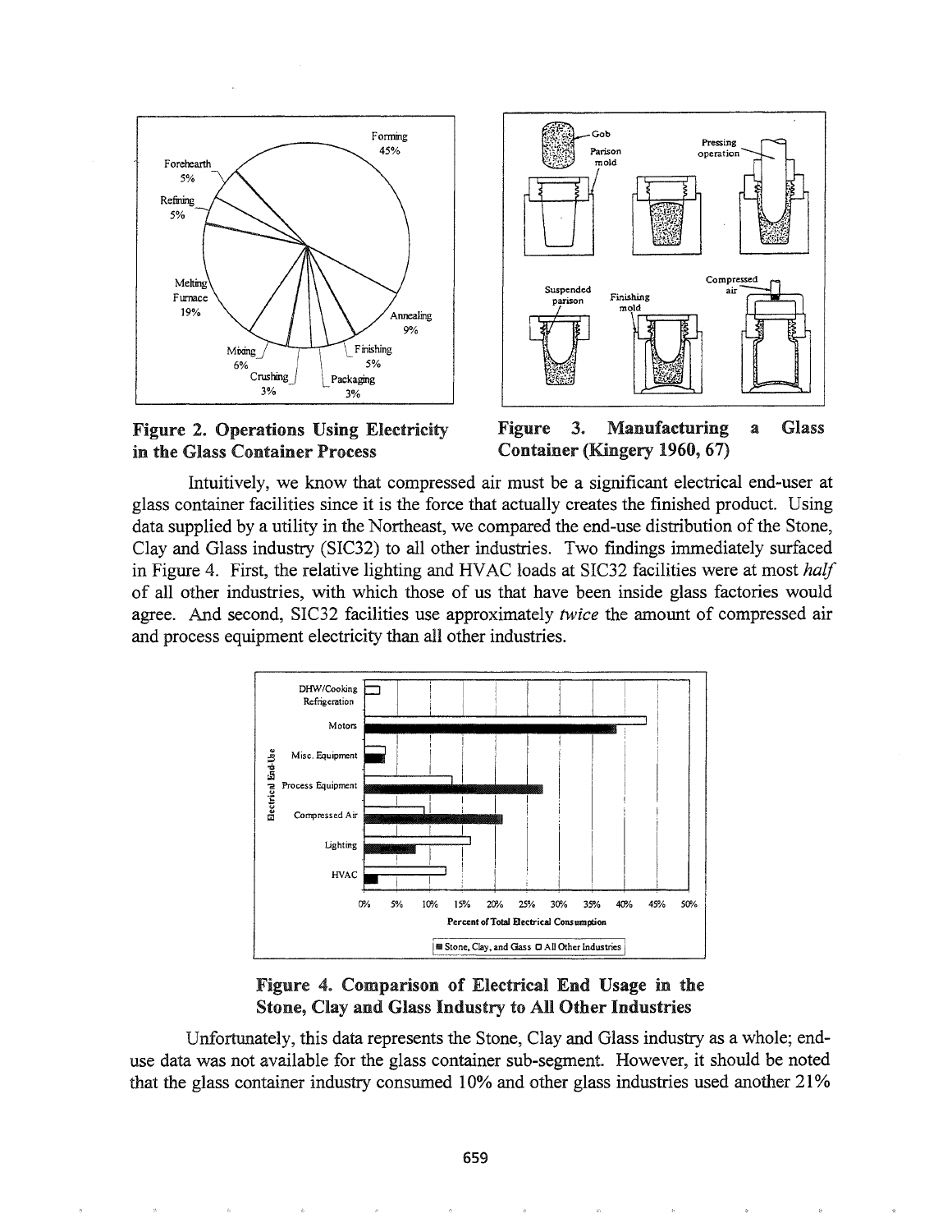**Figure 2. Operations Using Electricity in the Glass Container Process**

**Figure 3. Manufacturing a Glass Container (Kingery 1960, 67)**

Intuitively, we know that compressed air must be a significant electrical end-user at glass container facilities since it is the force that actually creates the finished product. Using data supplied by a utility in the Northeast, we compared the end-use distribution of the Stone, Clay and Glass industry (SIC32) to all other industries. Two findings immediately surfaced in Figure 4. First, the relative lighting and HVAC loads at SIC32 facilities were at most *half* of all other industries, with which those of us that have been inside glass factories would agree. And second, SIC32 facilities use approximately *twice* the amount of compressed air and process equipment electricity than all other industries.

**Figure 4. Comparison of Electrical End Usage in the Stone, Clay and Glass Industry to All Other Industries**

Unfortunately, this data represents the Stone, Clay and Glass industry as a whole; end-use data was not available for the glass container sub-segment. However, it should be noted that the glass container industry consumed 10% and other glass industries used another 21%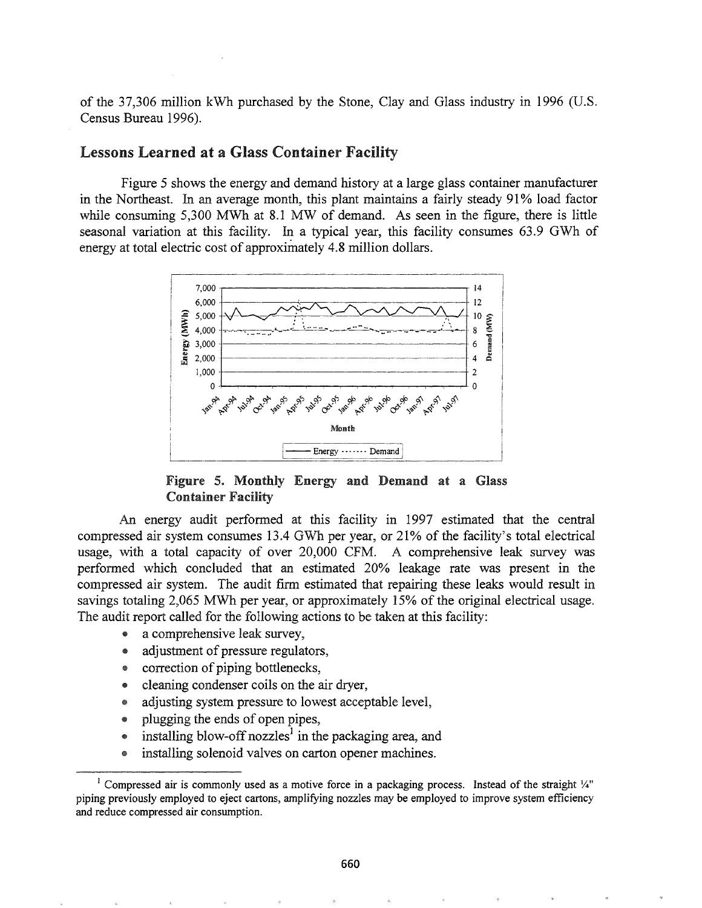of the 37,306 million kWh purchased by the Stone, Clay and Glass industry in 1996 (U.S. Census Bureau 1996).

## Lessons Learned at a Glass Container Facility

Figure 5 shows the energy and demand history at a large glass container manufacturer in the Northeast. In an average month, this plant maintains a fairly steady 91% load factor while consuming 5,300 MWh at 8.1 MW of demand. As seen in the figure, there is little seasonal variation at this facility. In a typical year, this facility consumes 63.9 GWh of energy at total electric cost of approximately 4.8 million dollars.

**Figure 5. Monthly Energy and Demand at a Glass Container Facility**

An energy audit performed at this facility in 1997 estimated that the central compressed air system consumes 13.4 GWh per year, or 21% of the facility's total electrical usage, with a total capacity of over 20,000 CFM. A comprehensive leak survey was performed which concluded that an estimated 20% leakage rate was present in the compressed air system. The audit firm estimated that repairing these leaks would result in savings totaling 2,065 MWh per year, or approximately 15% of the original electrical usage. The audit report called for the following actions to be taken at this facility:

- a comprehensive leak survey,
- adjustment of pressure regulators,
- correction of piping bottlenecks,
- cleaning condenser coils on the air dryer,
- adjusting system pressure to lowest acceptable level,
- plugging the ends of open pipes,
- installing blow-off nozzles[1] in the packaging area, and
- installing solenoid valves on carton opener machines.

[1] Compressed air is commonly used as a motive force in a packaging process. Instead of the straight ¼" piping previously employed to eject cartons, amplifying nozzles may be employed to improve system efficiency and reduce compressed air consumption.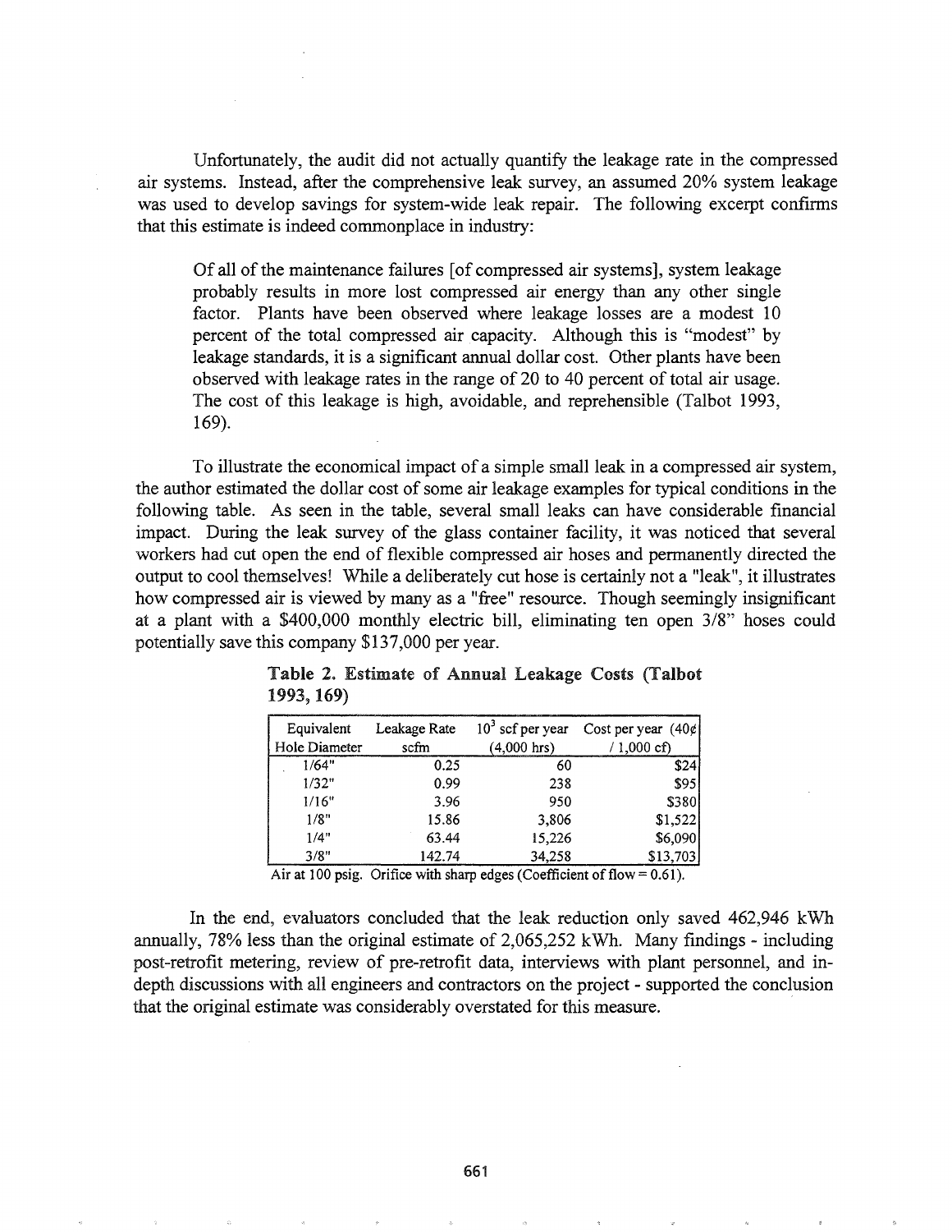Unfortunately, the audit did not actually quantify the leakage rate in the compressed air systems. Instead, after the comprehensive leak survey, an assumed 20% system leakage was used to develop savings for system-wide leak repair. The following excerpt confirms that this estimate is indeed commonplace in industry:

> Of all of the maintenance failures [of compressed air systems], system leakage probably results in more lost compressed air energy than any other single factor. Plants have been observed where leakage losses are a modest 10 percent of the total compressed air capacity. Although this is "modest" by leakage standards, it is a significant annual dollar cost. Other plants have been observed with leakage rates in the range of 20 to 40 percent of total air usage. The cost of this leakage is high, avoidable, and reprehensible (Talbot 1993, 169).

To illustrate the economical impact of a simple small leak in a compressed air system, the author estimated the dollar cost of some air leakage examples for typical conditions in the following table. As seen in the table, several small leaks can have considerable financial impact. During the leak survey of the glass container facility, it was noticed that several workers had cut open the end of flexible compressed air hoses and permanently directed the output to cool themselves! While a deliberately cut hose is certainly not a "leak", it illustrates how compressed air is viewed by many as a "free" resource. Though seemingly insignificant at a plant with a $400,000 monthly electric bill, eliminating ten open 3/8" hoses could potentially save this company $137,000 per year.

**Table 2. Estimate of Annual Leakage Costs (Talbot 1993, 169)**

| Equivalent Hole Diameter | Leakage Rate scfm | $10^3$ scf per year (4,000 hrs) | Cost per year (40¢ / 1,000 cf) |
|---|---|---|---|
| 1/64" | 0.25 | 60 | $24 |
| 1/32" | 0.99 | 238 | $95 |
| 1/16" | 3.96 | 950 | $380 |
| 1/8" | 15.86 | 3,806 | $1,522 |
| 1/4" | 63.44 | 15,226 | $6,090 |
| 3/8" | 142.74 | 34,258 | $13,703 |

Air at 100 psig. Orifice with sharp edges (Coefficient of flow = 0.61).

In the end, evaluators concluded that the leak reduction only saved 462,946 kWh annually, 78% less than the original estimate of 2,065,252 kWh. Many findings - including post-retrofit metering, review of pre-retrofit data, interviews with plant personnel, and in-depth discussions with all engineers and contractors on the project - supported the conclusion that the original estimate was considerably overstated for this measure.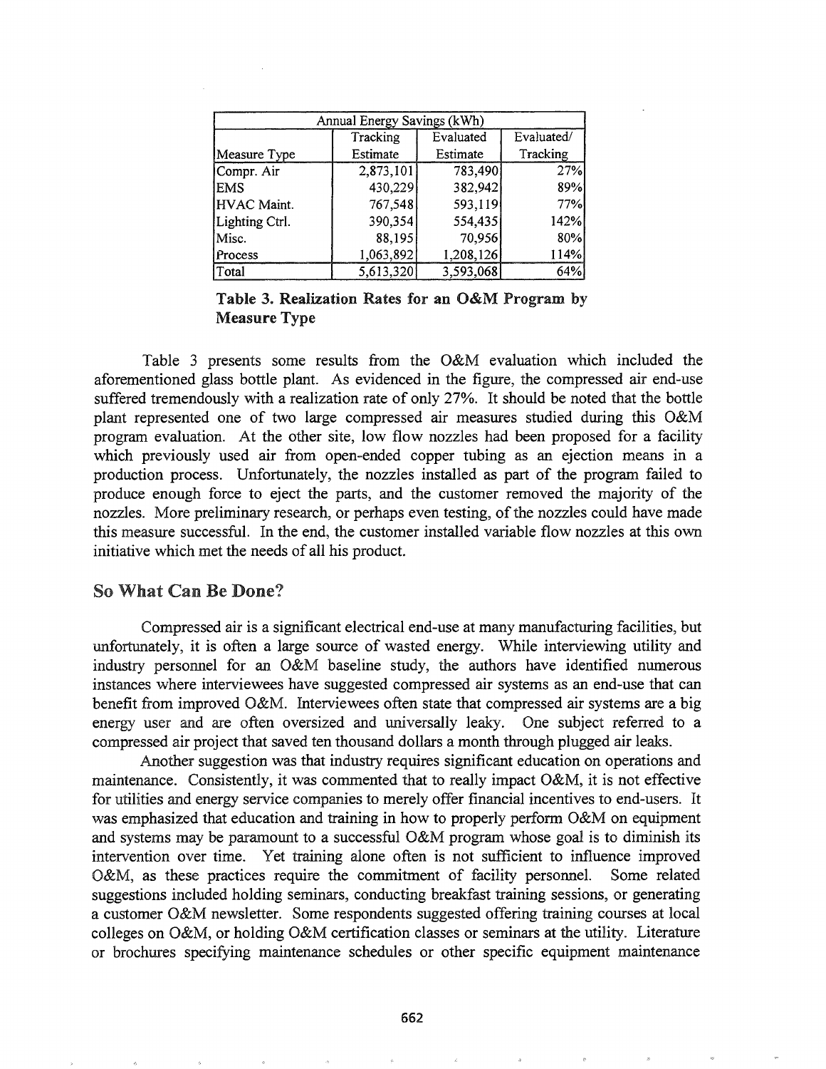| Annual Energy Savings (kWh) | | | |
|---|---|---|---|
| Measure Type | Tracking Estimate | Evaluated Estimate | Evaluated/ Tracking |
| Compr. Air | 2,873,101 | 783,490 | 27% |
| EMS | 430,229 | 382,942 | 89% |
| HVAC Maint. | 767,548 | 593,119 | 77% |
| Lighting Ctrl. | 390,354 | 554,435 | 142% |
| Misc. | 88,195 | 70,956 | 80% |
| Process | 1,063,892 | 1,208,126 | 114% |
| Total | 5,613,320 | 3,593,068 | 64% |

**Table 3. Realization Rates for an O&M Program by Measure Type**

Table 3 presents some results from the O&M evaluation which included the aforementioned glass bottle plant. As evidenced in the figure, the compressed air end-use suffered tremendously with a realization rate of only 27%. It should be noted that the bottle plant represented one of two large compressed air measures studied during this O&M program evaluation. At the other site, low flow nozzles had been proposed for a facility which previously used air from open-ended copper tubing as an ejection means in a production process. Unfortunately, the nozzles installed as part of the program failed to produce enough force to eject the parts, and the customer removed the majority of the nozzles. More preliminary research, or perhaps even testing, of the nozzles could have made this measure successful. In the end, the customer installed variable flow nozzles at this own initiative which met the needs of all his product.

## So What Can Be Done?

Compressed air is a significant electrical end-use at many manufacturing facilities, but unfortunately, it is often a large source of wasted energy. While interviewing utility and industry personnel for an O&M baseline study, the authors have identified numerous instances where interviewees have suggested compressed air systems as an end-use that can benefit from improved O&M. Interviewees often state that compressed air systems are a big energy user and are often oversized and universally leaky. One subject referred to a compressed air project that saved ten thousand dollars a month through plugged air leaks.

Another suggestion was that industry requires significant education on operations and maintenance. Consistently, it was commented that to really impact O&M, it is not effective for utilities and energy service companies to merely offer financial incentives to end-users. It was emphasized that education and training in how to properly perform O&M on equipment and systems may be paramount to a successful O&M program whose goal is to diminish its intervention over time. Yet training alone often is not sufficient to influence improved O&M, as these practices require the commitment of facility personnel. Some related suggestions included holding seminars, conducting breakfast training sessions, or generating a customer O&M newsletter. Some respondents suggested offering training courses at local colleges on O&M, or holding O&M certification classes or seminars at the utility. Literature or brochures specifying maintenance schedules or other specific equipment maintenance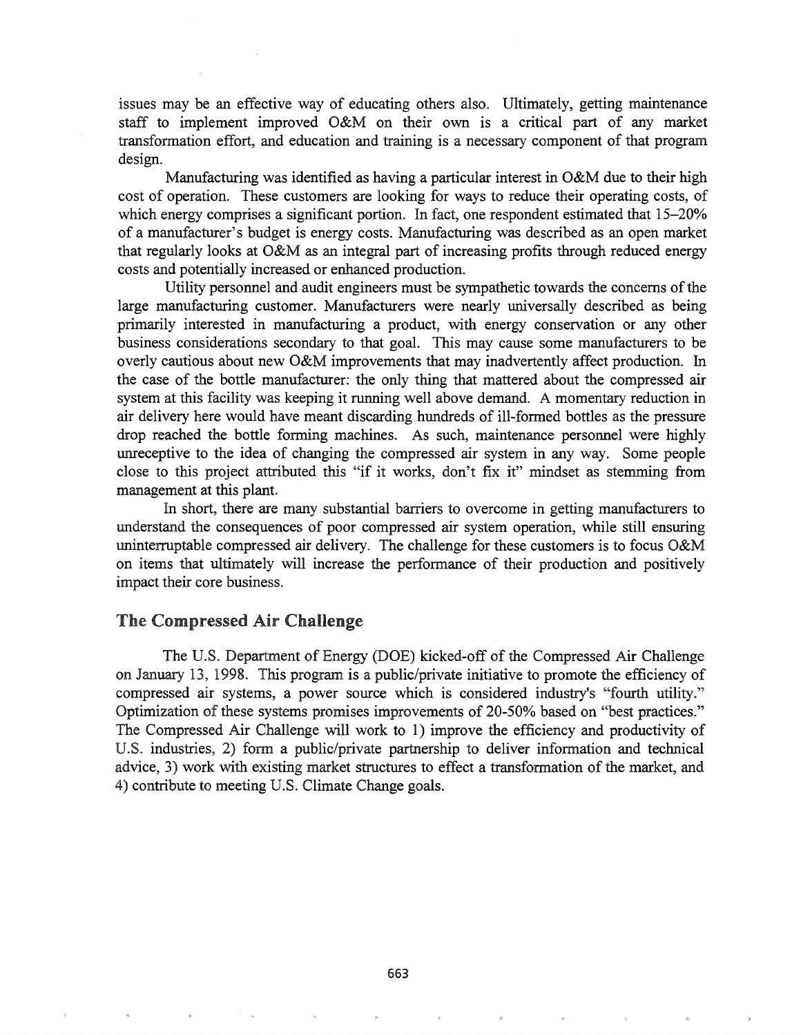issues may be an effective way of educating others also. Ultimately, getting maintenance staff to implement improved O&M on their own is a critical part of any market transformation effort, and education and training is a necessary component of that program design.

Manufacturing was identified as having a particular interest in O&M due to their high cost of operation. These customers are looking for ways to reduce their operating costs, of which energy comprises a significant portion. In fact, one respondent estimated that 15–20% of a manufacturer's budget is energy costs. Manufacturing was described as an open market that regularly looks at O&M as an integral part of increasing profits through reduced energy costs and potentially increased or enhanced production.

Utility personnel and audit engineers must be sympathetic towards the concerns of the large manufacturing customer. Manufacturers were nearly universally described as being primarily interested in manufacturing a product, with energy conservation or any other business considerations secondary to that goal. This may cause some manufacturers to be overly cautious about new O&M improvements that may inadvertently affect production. In the case of the bottle manufacturer: the only thing that mattered about the compressed air system at this facility was keeping it running well above demand. A momentary reduction in air delivery here would have meant discarding hundreds of ill-formed bottles as the pressure drop reached the bottle forming machines. As such, maintenance personnel were highly unreceptive to the idea of changing the compressed air system in any way. Some people close to this project attributed this "if it works, don't fix it" mindset as stemming from management at this plant.

In short, there are many substantial barriers to overcome in getting manufacturers to understand the consequences of poor compressed air system operation, while still ensuring uninterruptable compressed air delivery. The challenge for these customers is to focus O&M on items that ultimately will increase the performance of their production and positively impact their core business.

## The Compressed Air Challenge

The U.S. Department of Energy (DOE) kicked-off of the Compressed Air Challenge on January 13, 1998. This program is a public/private initiative to promote the efficiency of compressed air systems, a power source which is considered industry's "fourth utility." Optimization of these systems promises improvements of 20-50% based on "best practices." The Compressed Air Challenge will work to 1) improve the efficiency and productivity of U.S. industries, 2) form a public/private partnership to deliver information and technical advice, 3) work with existing market structures to effect a transformation of the market, and 4) contribute to meeting U.S. Climate Change goals.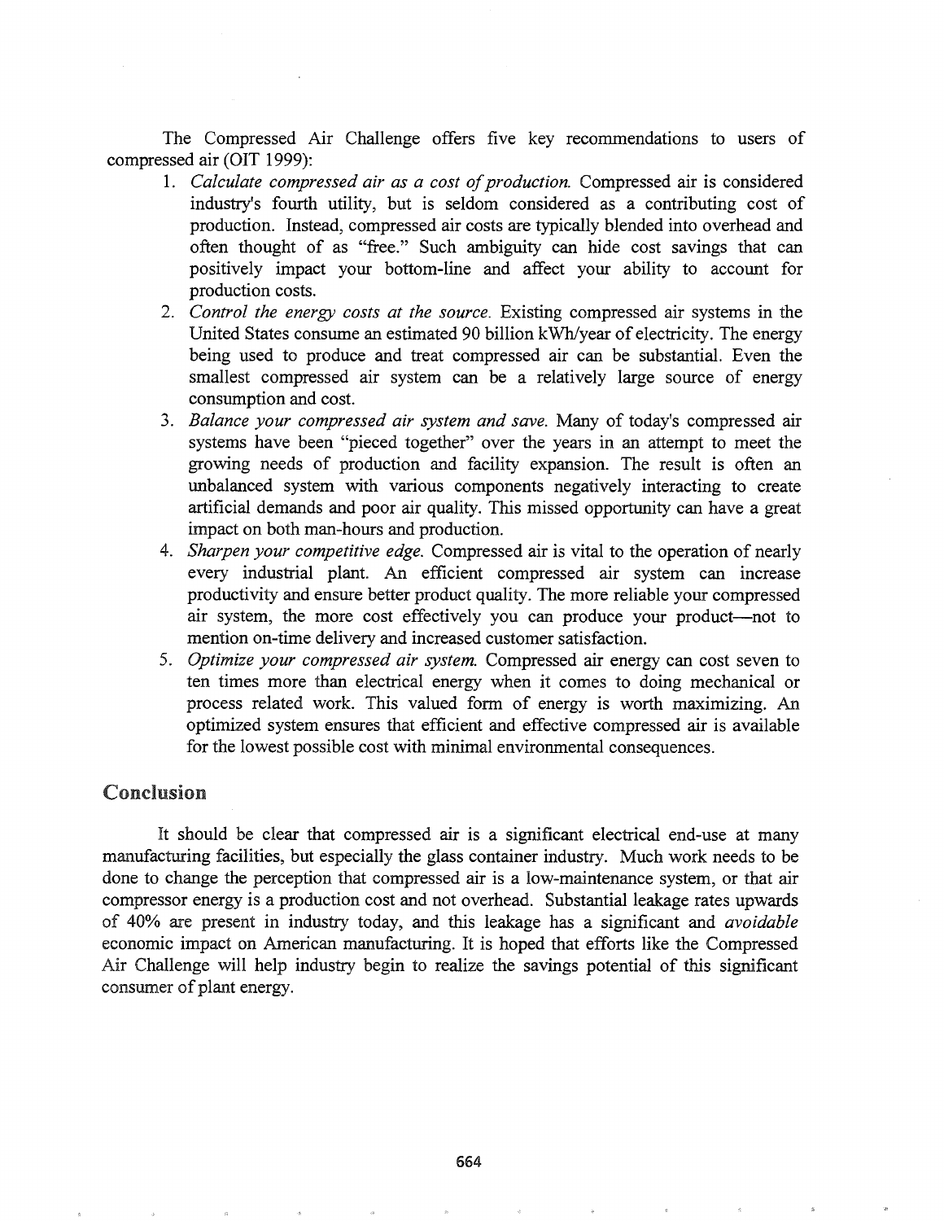The Compressed Air Challenge offers five key recommendations to users of compressed air (OIT 1999):

1. *Calculate compressed air as a cost of production.* Compressed air is considered industry's fourth utility, but is seldom considered as a contributing cost of production. Instead, compressed air costs are typically blended into overhead and often thought of as "free." Such ambiguity can hide cost savings that can positively impact your bottom-line and affect your ability to account for production costs.
2. *Control the energy costs at the source.* Existing compressed air systems in the United States consume an estimated 90 billion kWh/year of electricity. The energy being used to produce and treat compressed air can be substantial. Even the smallest compressed air system can be a relatively large source of energy consumption and cost.
3. *Balance your compressed air system and save.* Many of today's compressed air systems have been "pieced together" over the years in an attempt to meet the growing needs of production and facility expansion. The result is often an unbalanced system with various components negatively interacting to create artificial demands and poor air quality. This missed opportunity can have a great impact on both man-hours and production.
4. *Sharpen your competitive edge.* Compressed air is vital to the operation of nearly every industrial plant. An efficient compressed air system can increase productivity and ensure better product quality. The more reliable your compressed air system, the more cost effectively you can produce your product—not to mention on-time delivery and increased customer satisfaction.
5. *Optimize your compressed air system.* Compressed air energy can cost seven to ten times more than electrical energy when it comes to doing mechanical or process related work. This valued form of energy is worth maximizing. An optimized system ensures that efficient and effective compressed air is available for the lowest possible cost with minimal environmental consequences.

## Conclusion

It should be clear that compressed air is a significant electrical end-use at many manufacturing facilities, but especially the glass container industry. Much work needs to be done to change the perception that compressed air is a low-maintenance system, or that air compressor energy is a production cost and not overhead. Substantial leakage rates upwards of 40% are present in industry today, and this leakage has a significant and *avoidable* economic impact on American manufacturing. It is hoped that efforts like the Compressed Air Challenge will help industry begin to realize the savings potential of this significant consumer of plant energy.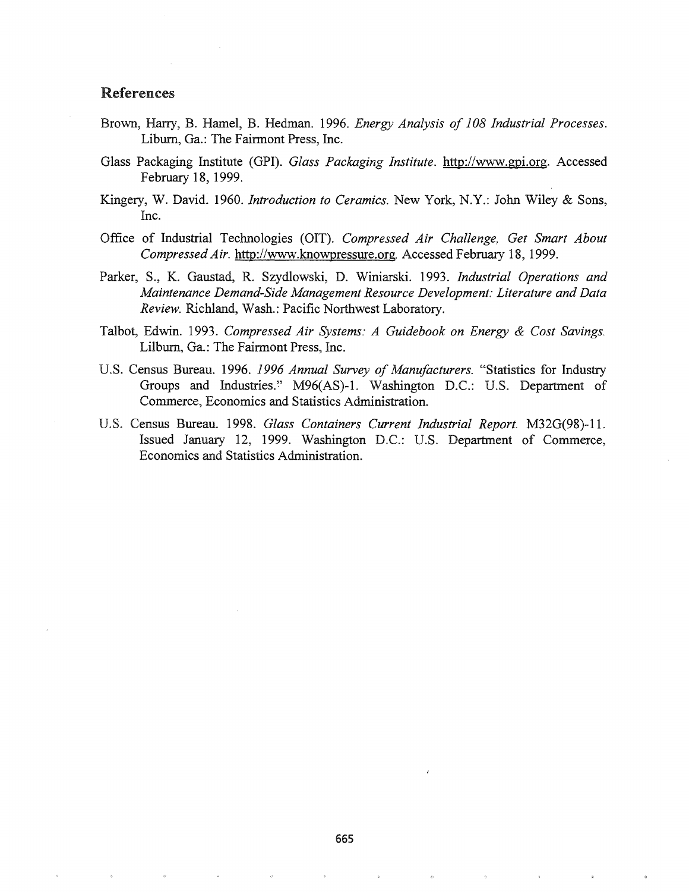## References

Brown, Harry, B. Hamel, B. Hedman. 1996. *Energy Analysis of 108 Industrial Processes*. Liburn, Ga.: The Fairmont Press, Inc.

Glass Packaging Institute (GPI). *Glass Packaging Institute*. http://www.gpi.org. Accessed February 18, 1999.

Kingery, W. David. 1960. *Introduction to Ceramics*. New York, N.Y.: John Wiley & Sons, Inc.

Office of Industrial Technologies (OIT). *Compressed Air Challenge, Get Smart About Compressed Air*. http://www.knowpressure.org. Accessed February 18, 1999.

Parker, S., K. Gaustad, R. Szydlowski, D. Winiarski. 1993. *Industrial Operations and Maintenance Demand-Side Management Resource Development: Literature and Data Review*. Richland, Wash.: Pacific Northwest Laboratory.

Talbot, Edwin. 1993. *Compressed Air Systems: A Guidebook on Energy & Cost Savings*. Lilburn, Ga.: The Fairmont Press, Inc.

U.S. Census Bureau. 1996. *1996 Annual Survey of Manufacturers*. "Statistics for Industry Groups and Industries." M96(AS)-1. Washington D.C.: U.S. Department of Commerce, Economics and Statistics Administration.

U.S. Census Bureau. 1998. *Glass Containers Current Industrial Report*. M32G(98)-11. Issued January 12, 1999. Washington D.C.: U.S. Department of Commerce, Economics and Statistics Administration.